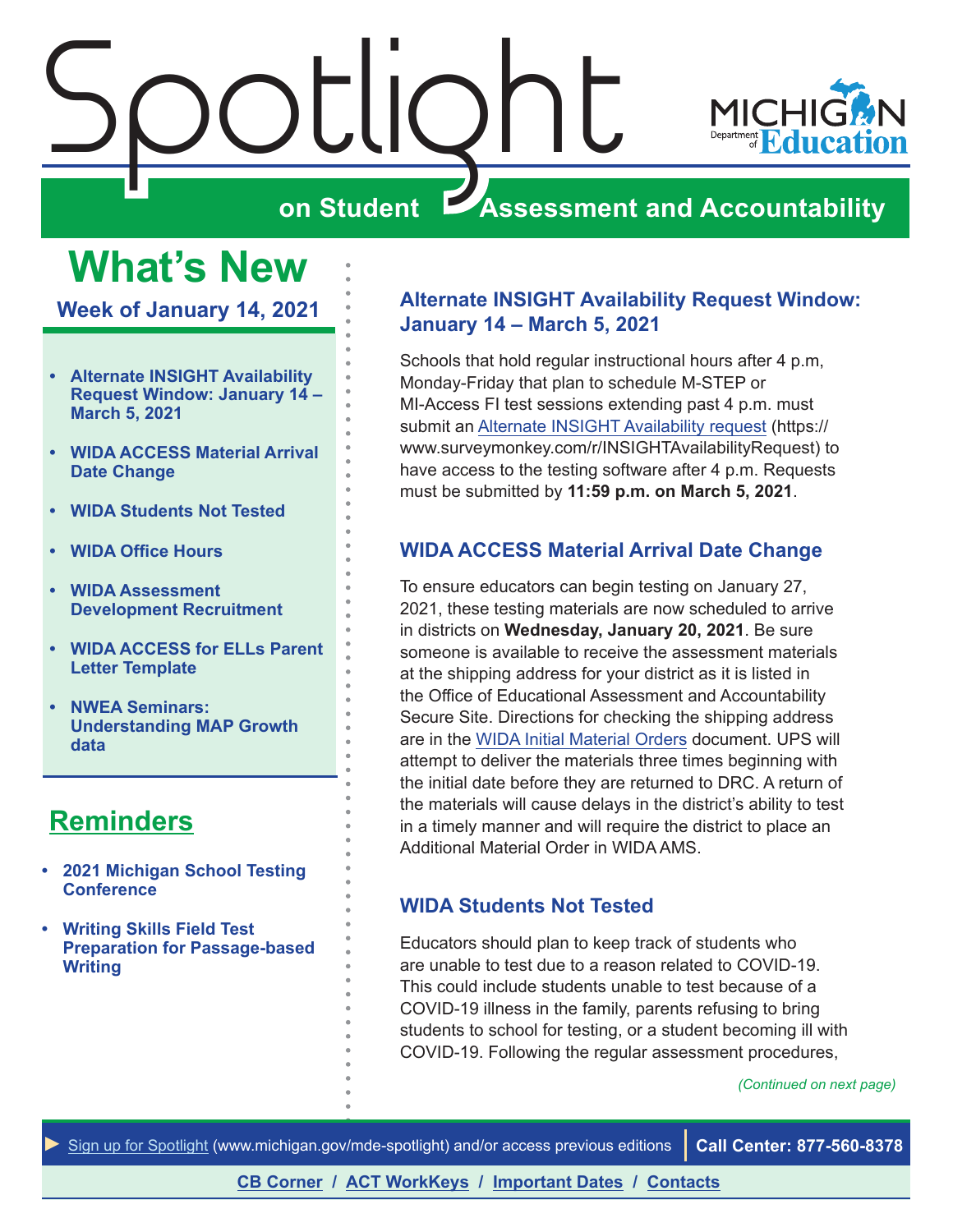# Spotlight

## on Student Assessment and Accountability

MICHIGAN Department of Education

# What's New

### Week of January 14, 2021

- **Alternate INSIGHT Availability Request Window: January 14 – March 5, 2021**
- **WIDA ACCESS Material Arrival Date Change**
- **WIDA Students Not Tested**
- **WIDA Office Hours**
- **WIDA Assessment Development Recruitment**
- **WIDA ACCESS for ELLs Parent Letter Template**
- **NWEA Seminars: Understanding MAP Growth data**

## Reminders

- **2021 Michigan School Testing Conference**
- **Writing Skills Field Test Preparation for Passage-based Writing**

### Alternate INSIGHT Availability Request Window: January 14 – March 5, 2021

Schools that hold regular instructional hours after 4 p.m, Monday-Friday that plan to schedule M-STEP or MI-Access FI test sessions extending past 4 p.m. must submit an Alternate INSIGHT Availability request (https://www.surveymonkey.com/r/INSIGHTAvailabilityRequest) to have access to the testing software after 4 p.m. Requests must be submitted by **11:59 p.m. on March 5, 2021**.

### WIDA ACCESS Material Arrival Date Change

To ensure educators can begin testing on January 27, 2021, these testing materials are now scheduled to arrive in districts on **Wednesday, January 20, 2021**. Be sure someone is available to receive the assessment materials at the shipping address for your district as it is listed in the Office of Educational Assessment and Accountability Secure Site. Directions for checking the shipping address are in the WIDA Initial Material Orders document. UPS will attempt to deliver the materials three times beginning with the initial date before they are returned to DRC. A return of the materials will cause delays in the district's ability to test in a timely manner and will require the district to place an Additional Material Order in WIDA AMS.

### WIDA Students Not Tested

Educators should plan to keep track of students who are unable to test due to a reason related to COVID-19. This could include students unable to test because of a COVID-19 illness in the family, parents refusing to bring students to school for testing, or a student becoming ill with COVID-19. Following the regular assessment procedures,

*(Continued on next page)*

► Sign up for Spotlight (www.michigan.gov/mde-spotlight) and/or access previous editions | **Call Center: 877-560-8378**

CB Corner / ACT WorkKeys / Important Dates / Contacts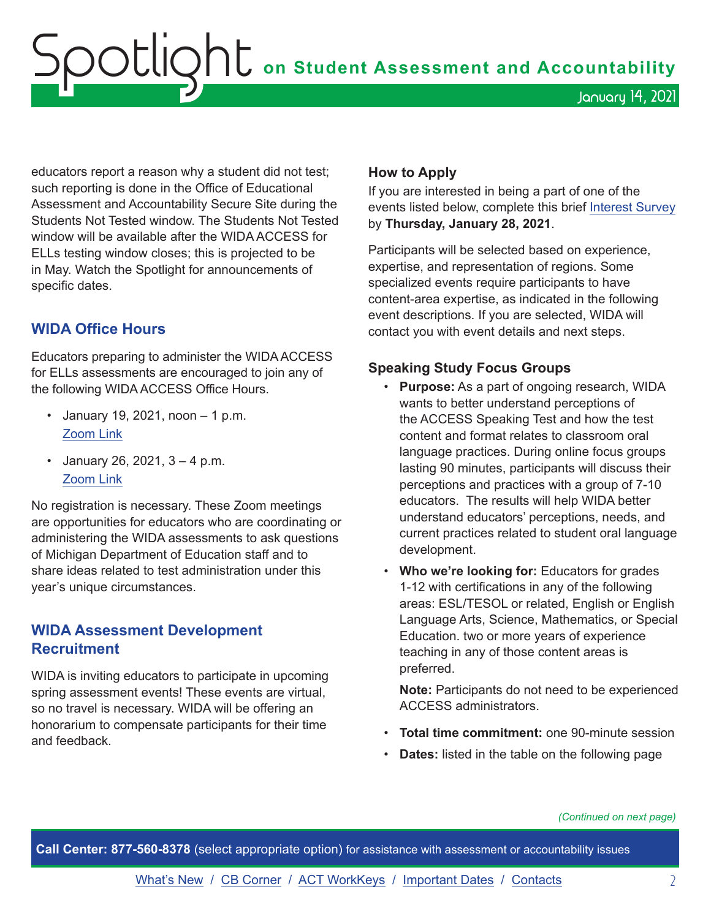educators report a reason why a student did not test; such reporting is done in the Office of Educational Assessment and Accountability Secure Site during the Students Not Tested window. The Students Not Tested window will be available after the WIDA ACCESS for ELLs testing window closes; this is projected to be in May. Watch the Spotlight for announcements of specific dates.

## WIDA Office Hours

Educators preparing to administer the WIDA ACCESS for ELLs assessments are encouraged to join any of the following WIDA ACCESS Office Hours.

- January 19, 2021, noon – 1 p.m.
  [Zoom Link]
- January 26, 2021, 3 – 4 p.m.
  [Zoom Link]

No registration is necessary. These Zoom meetings are opportunities for educators who are coordinating or administering the WIDA assessments to ask questions of Michigan Department of Education staff and to share ideas related to test administration under this year's unique circumstances.

## WIDA Assessment Development Recruitment

WIDA is inviting educators to participate in upcoming spring assessment events! These events are virtual, so no travel is necessary. WIDA will be offering an honorarium to compensate participants for their time and feedback.

### How to Apply

If you are interested in being a part of one of the events listed below, complete this brief [Interest Survey] by **Thursday, January 28, 2021**.

Participants will be selected based on experience, expertise, and representation of regions. Some specialized events require participants to have content-area expertise, as indicated in the following event descriptions. If you are selected, WIDA will contact you with event details and next steps.

### Speaking Study Focus Groups

- **Purpose:** As a part of ongoing research, WIDA wants to better understand perceptions of the ACCESS Speaking Test and how the test content and format relates to classroom oral language practices. During online focus groups lasting 90 minutes, participants will discuss their perceptions and practices with a group of 7-10 educators. The results will help WIDA better understand educators' perceptions, needs, and current practices related to student oral language development.
- **Who we're looking for:** Educators for grades 1-12 with certifications in any of the following areas: ESL/TESOL or related, English or English Language Arts, Science, Mathematics, or Special Education. two or more years of experience teaching in any of those content areas is preferred.

  **Note:** Participants do not need to be experienced ACCESS administrators.
- **Total time commitment:** one 90-minute session
- **Dates:** listed in the table on the following page

*(Continued on next page)*

**Call Center: 877-560-8378** (select appropriate option) for assistance with assessment or accountability issues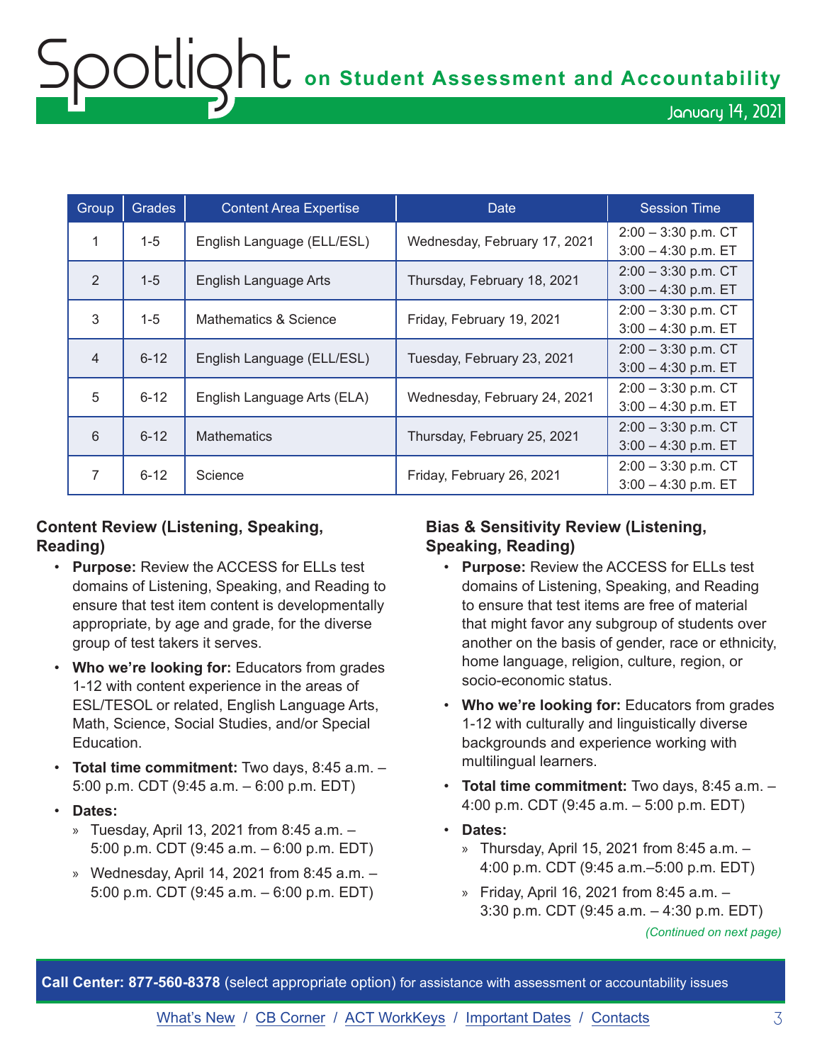| Group | Grades | Content Area Expertise | Date | Session Time |
|---|---|---|---|---|
| 1 | 1-5 | English Language (ELL/ESL) | Wednesday, February 17, 2021 | 2:00 – 3:30 p.m. CT<br>3:00 – 4:30 p.m. ET |
| 2 | 1-5 | English Language Arts | Thursday, February 18, 2021 | 2:00 – 3:30 p.m. CT<br>3:00 – 4:30 p.m. ET |
| 3 | 1-5 | Mathematics & Science | Friday, February 19, 2021 | 2:00 – 3:30 p.m. CT<br>3:00 – 4:30 p.m. ET |
| 4 | 6-12 | English Language (ELL/ESL) | Tuesday, February 23, 2021 | 2:00 – 3:30 p.m. CT<br>3:00 – 4:30 p.m. ET |
| 5 | 6-12 | English Language Arts (ELA) | Wednesday, February 24, 2021 | 2:00 – 3:30 p.m. CT<br>3:00 – 4:30 p.m. ET |
| 6 | 6-12 | Mathematics | Thursday, February 25, 2021 | 2:00 – 3:30 p.m. CT<br>3:00 – 4:30 p.m. ET |
| 7 | 6-12 | Science | Friday, February 26, 2021 | 2:00 – 3:30 p.m. CT<br>3:00 – 4:30 p.m. ET |

### Content Review (Listening, Speaking, Reading)

- **Purpose:** Review the ACCESS for ELLs test domains of Listening, Speaking, and Reading to ensure that test item content is developmentally appropriate, by age and grade, for the diverse group of test takers it serves.
- **Who we're looking for:** Educators from grades 1-12 with content experience in the areas of ESL/TESOL or related, English Language Arts, Math, Science, Social Studies, and/or Special Education.
- **Total time commitment:** Two days, 8:45 a.m. – 5:00 p.m. CDT (9:45 a.m. – 6:00 p.m. EDT)
- **Dates:**
  - Tuesday, April 13, 2021 from 8:45 a.m. – 5:00 p.m. CDT (9:45 a.m. – 6:00 p.m. EDT)
  - Wednesday, April 14, 2021 from 8:45 a.m. – 5:00 p.m. CDT (9:45 a.m. – 6:00 p.m. EDT)

### Bias & Sensitivity Review (Listening, Speaking, Reading)

- **Purpose:** Review the ACCESS for ELLs test domains of Listening, Speaking, and Reading to ensure that test items are free of material that might favor any subgroup of students over another on the basis of gender, race or ethnicity, home language, religion, culture, region, or socio-economic status.
- **Who we're looking for:** Educators from grades 1-12 with culturally and linguistically diverse backgrounds and experience working with multilingual learners.
- **Total time commitment:** Two days, 8:45 a.m. – 4:00 p.m. CDT (9:45 a.m. – 5:00 p.m. EDT)
- **Dates:**
  - Thursday, April 15, 2021 from 8:45 a.m. – 4:00 p.m. CDT (9:45 a.m.–5:00 p.m. EDT)
  - Friday, April 16, 2021 from 8:45 a.m. – 3:30 p.m. CDT (9:45 a.m. – 4:30 p.m. EDT)

*(Continued on next page)*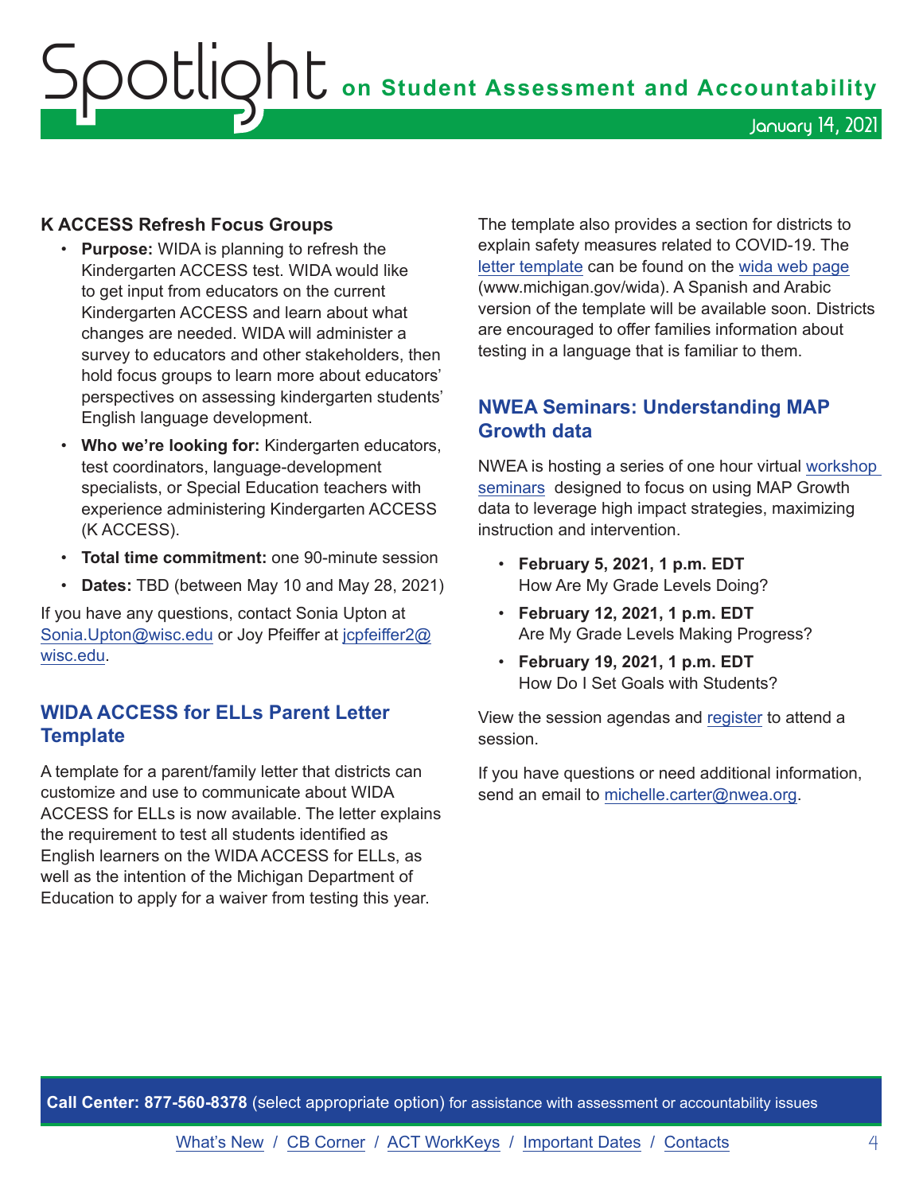## K ACCESS Refresh Focus Groups

- **Purpose:** WIDA is planning to refresh the Kindergarten ACCESS test. WIDA would like to get input from educators on the current Kindergarten ACCESS and learn about what changes are needed. WIDA will administer a survey to educators and other stakeholders, then hold focus groups to learn more about educators' perspectives on assessing kindergarten students' English language development.
- **Who we're looking for:** Kindergarten educators, test coordinators, language-development specialists, or Special Education teachers with experience administering Kindergarten ACCESS (K ACCESS).
- **Total time commitment:** one 90-minute session
- **Dates:** TBD (between May 10 and May 28, 2021)

If you have any questions, contact Sonia Upton at Sonia.Upton@wisc.edu or Joy Pfeiffer at jcpfeiffer2@wisc.edu.

## WIDA ACCESS for ELLs Parent Letter Template

A template for a parent/family letter that districts can customize and use to communicate about WIDA ACCESS for ELLs is now available. The letter explains the requirement to test all students identified as English learners on the WIDA ACCESS for ELLs, as well as the intention of the Michigan Department of Education to apply for a waiver from testing this year.

The template also provides a section for districts to explain safety measures related to COVID-19. The letter template can be found on the wida web page (www.michigan.gov/wida). A Spanish and Arabic version of the template will be available soon. Districts are encouraged to offer families information about testing in a language that is familiar to them.

## NWEA Seminars: Understanding MAP Growth data

NWEA is hosting a series of one hour virtual workshop seminars designed to focus on using MAP Growth data to leverage high impact strategies, maximizing instruction and intervention.

- **February 5, 2021, 1 p.m. EDT**
  How Are My Grade Levels Doing?
- **February 12, 2021, 1 p.m. EDT**
  Are My Grade Levels Making Progress?
- **February 19, 2021, 1 p.m. EDT**
  How Do I Set Goals with Students?

View the session agendas and register to attend a session.

If you have questions or need additional information, send an email to michelle.carter@nwea.org.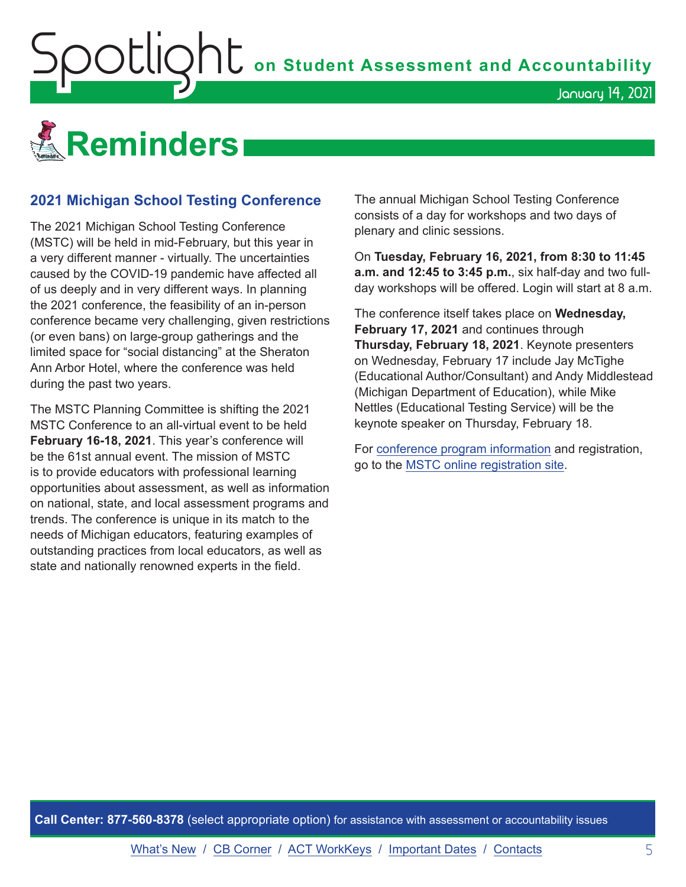# Reminders

## 2021 Michigan School Testing Conference

The 2021 Michigan School Testing Conference (MSTC) will be held in mid-February, but this year in a very different manner - virtually. The uncertainties caused by the COVID-19 pandemic have affected all of us deeply and in very different ways. In planning the 2021 conference, the feasibility of an in-person conference became very challenging, given restrictions (or even bans) on large-group gatherings and the limited space for "social distancing" at the Sheraton Ann Arbor Hotel, where the conference was held during the past two years.

The MSTC Planning Committee is shifting the 2021 MSTC Conference to an all-virtual event to be held **February 16-18, 2021**. This year's conference will be the 61st annual event. The mission of MSTC is to provide educators with professional learning opportunities about assessment, as well as information on national, state, and local assessment programs and trends. The conference is unique in its match to the needs of Michigan educators, featuring examples of outstanding practices from local educators, as well as state and nationally renowned experts in the field.

The annual Michigan School Testing Conference consists of a day for workshops and two days of plenary and clinic sessions.

On **Tuesday, February 16, 2021, from 8:30 to 11:45 a.m. and 12:45 to 3:45 p.m.**, six half-day and two full-day workshops will be offered. Login will start at 8 a.m.

The conference itself takes place on **Wednesday, February 17, 2021** and continues through **Thursday, February 18, 2021**. Keynote presenters on Wednesday, February 17 include Jay McTighe (Educational Author/Consultant) and Andy Middlestead (Michigan Department of Education), while Mike Nettles (Educational Testing Service) will be the keynote speaker on Thursday, February 18.

For conference program information and registration, go to the MSTC online registration site.

**Call Center: 877-560-8378** (select appropriate option) for assistance with assessment or accountability issues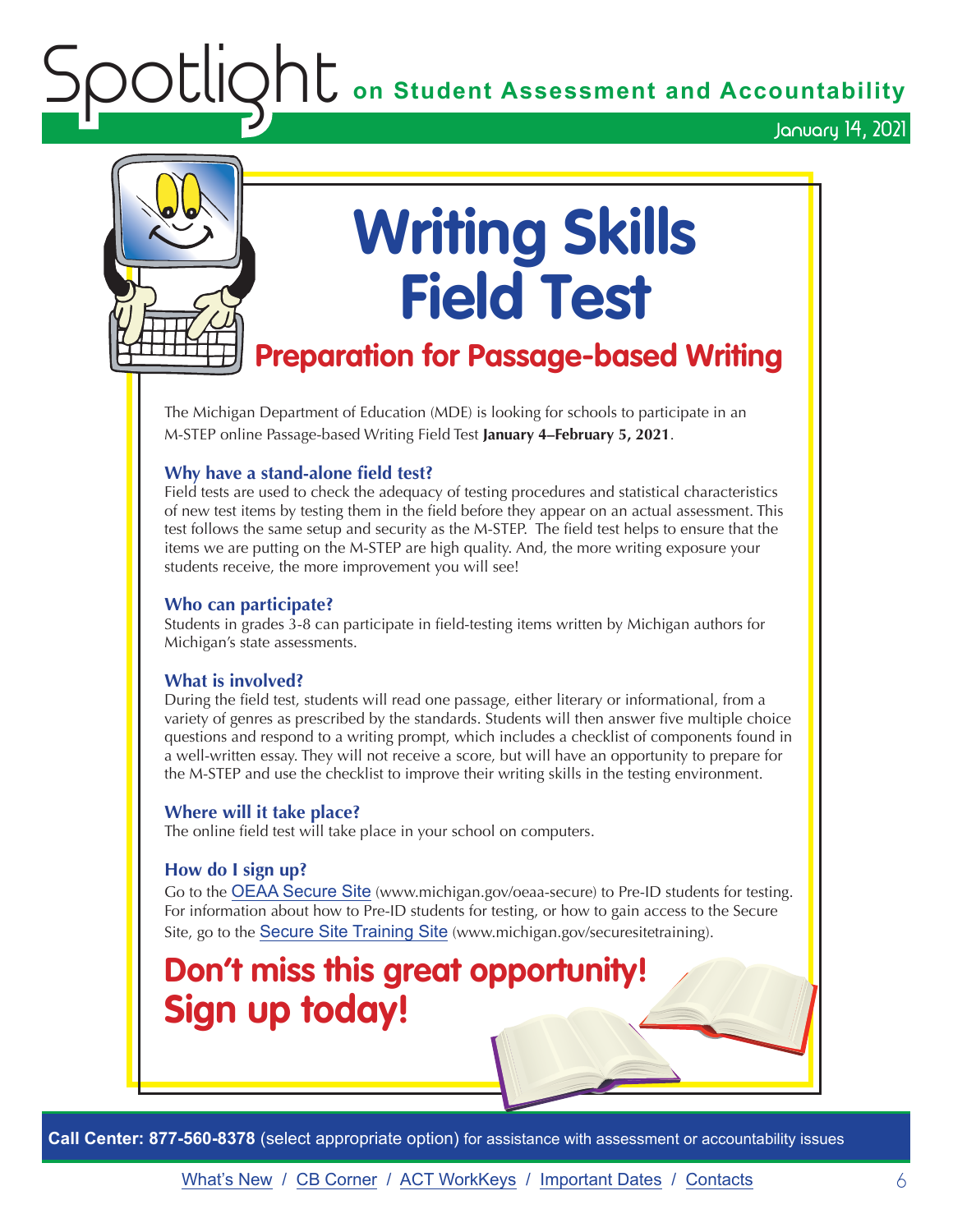# Writing Skills Field Test

## Preparation for Passage-based Writing

The Michigan Department of Education (MDE) is looking for schools to participate in an M-STEP online Passage-based Writing Field Test **January 4–February 5, 2021**.

### Why have a stand-alone field test?

Field tests are used to check the adequacy of testing procedures and statistical characteristics of new test items by testing them in the field before they appear on an actual assessment. This test follows the same setup and security as the M-STEP. The field test helps to ensure that the items we are putting on the M-STEP are high quality. And, the more writing exposure your students receive, the more improvement you will see!

### Who can participate?

Students in grades 3-8 can participate in field-testing items written by Michigan authors for Michigan's state assessments.

### What is involved?

During the field test, students will read one passage, either literary or informational, from a variety of genres as prescribed by the standards. Students will then answer five multiple choice questions and respond to a writing prompt, which includes a checklist of components found in a well-written essay. They will not receive a score, but will have an opportunity to prepare for the M-STEP and use the checklist to improve their writing skills in the testing environment.

### Where will it take place?

The online field test will take place in your school on computers.

### How do I sign up?

Go to the OEAA Secure Site (www.michigan.gov/oeaa-secure) to Pre-ID students for testing. For information about how to Pre-ID students for testing, or how to gain access to the Secure Site, go to the Secure Site Training Site (www.michigan.gov/securesitetraining).

## Don't miss this great opportunity! Sign up today!

**Call Center: 877-560-8378** (select appropriate option) for assistance with assessment or accountability issues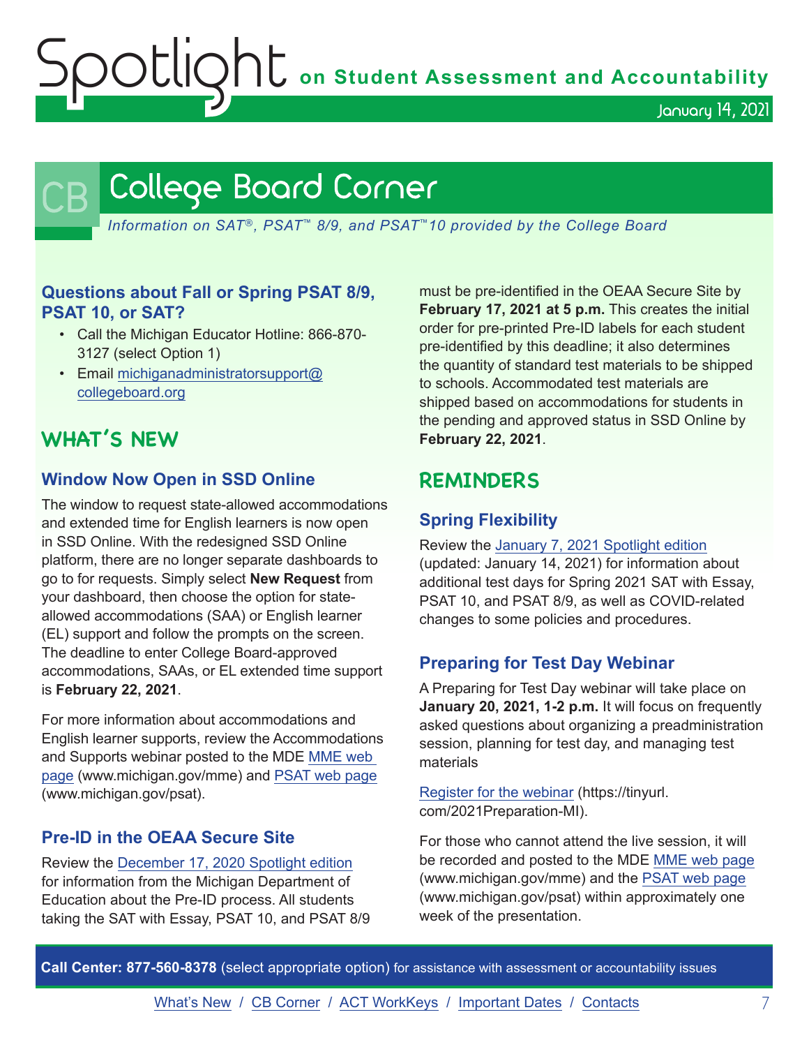# College Board Corner

*Information on SAT®, PSAT™ 8/9, and PSAT™10 provided by the College Board*

### Questions about Fall or Spring PSAT 8/9, PSAT 10, or SAT?

- Call the Michigan Educator Hotline: 866-870-3127 (select Option 1)
- Email michiganadministratorsupport@collegeboard.org

## WHAT'S NEW

### Window Now Open in SSD Online

The window to request state-allowed accommodations and extended time for English learners is now open in SSD Online. With the redesigned SSD Online platform, there are no longer separate dashboards to go to for requests. Simply select **New Request** from your dashboard, then choose the option for state-allowed accommodations (SAA) or English learner (EL) support and follow the prompts on the screen. The deadline to enter College Board-approved accommodations, SAAs, or EL extended time support is **February 22, 2021**.

For more information about accommodations and English learner supports, review the Accommodations and Supports webinar posted to the MDE MME web page (www.michigan.gov/mme) and PSAT web page (www.michigan.gov/psat).

### Pre-ID in the OEAA Secure Site

Review the December 17, 2020 Spotlight edition for information from the Michigan Department of Education about the Pre-ID process. All students taking the SAT with Essay, PSAT 10, and PSAT 8/9 must be pre-identified in the OEAA Secure Site by **February 17, 2021 at 5 p.m.** This creates the initial order for pre-printed Pre-ID labels for each student pre-identified by this deadline; it also determines the quantity of standard test materials to be shipped to schools. Accommodated test materials are shipped based on accommodations for students in the pending and approved status in SSD Online by **February 22, 2021**.

## REMINDERS

### Spring Flexibility

Review the January 7, 2021 Spotlight edition (updated: January 14, 2021) for information about additional test days for Spring 2021 SAT with Essay, PSAT 10, and PSAT 8/9, as well as COVID-related changes to some policies and procedures.

### Preparing for Test Day Webinar

A Preparing for Test Day webinar will take place on **January 20, 2021, 1-2 p.m.** It will focus on frequently asked questions about organizing a preadministration session, planning for test day, and managing test materials

Register for the webinar (https://tinyurl.com/2021Preparation-MI).

For those who cannot attend the live session, it will be recorded and posted to the MDE MME web page (www.michigan.gov/mme) and the PSAT web page (www.michigan.gov/psat) within approximately one week of the presentation.

**Call Center: 877-560-8378** (select appropriate option) for assistance with assessment or accountability issues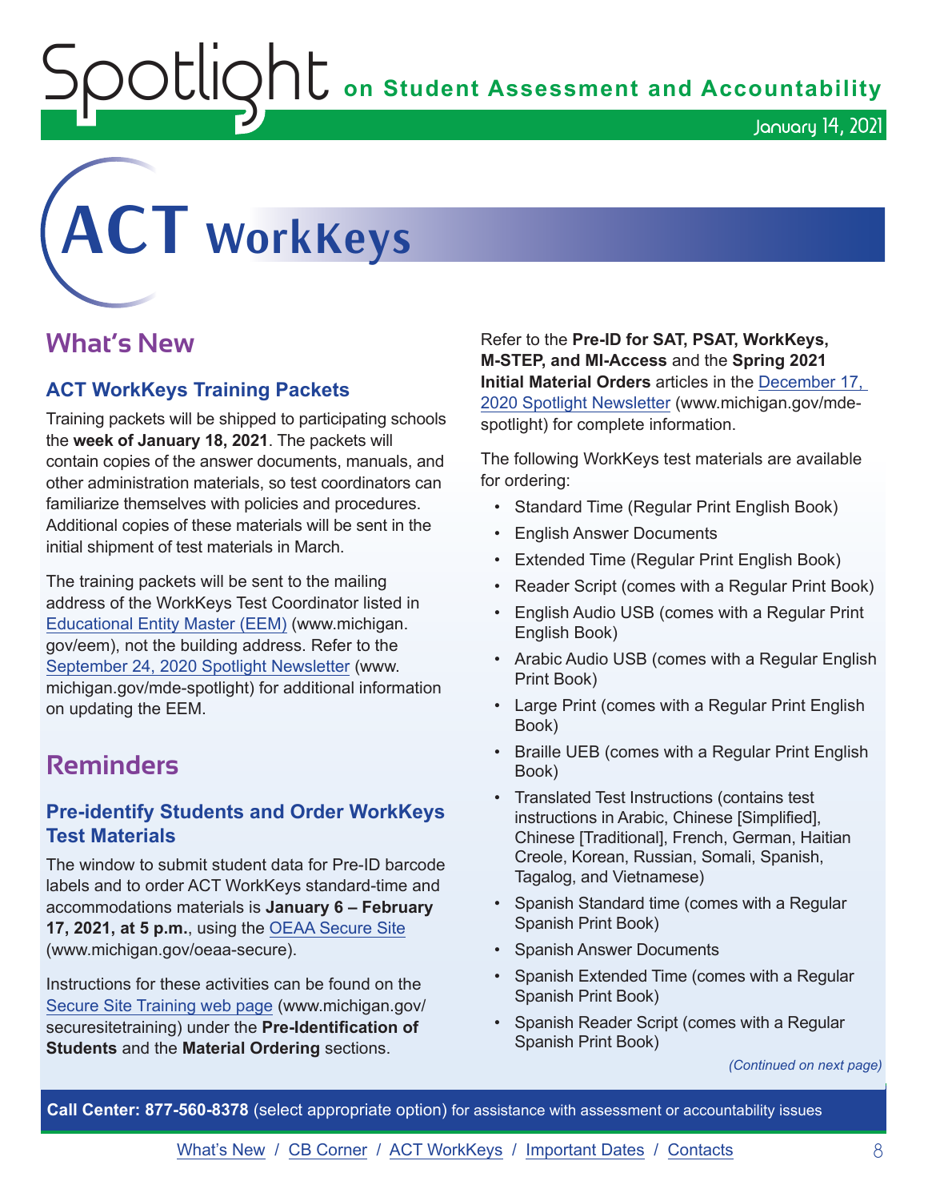# ACT WorkKeys

## What's New

### ACT WorkKeys Training Packets

Training packets will be shipped to participating schools the **week of January 18, 2021**. The packets will contain copies of the answer documents, manuals, and other administration materials, so test coordinators can familiarize themselves with policies and procedures. Additional copies of these materials will be sent in the initial shipment of test materials in March.

The training packets will be sent to the mailing address of the WorkKeys Test Coordinator listed in Educational Entity Master (EEM) (www.michigan.gov/eem), not the building address. Refer to the September 24, 2020 Spotlight Newsletter (www.michigan.gov/mde-spotlight) for additional information on updating the EEM.

## Reminders

### Pre-identify Students and Order WorkKeys Test Materials

The window to submit student data for Pre-ID barcode labels and to order ACT WorkKeys standard-time and accommodations materials is **January 6 – February 17, 2021, at 5 p.m.**, using the OEAA Secure Site (www.michigan.gov/oeaa-secure).

Instructions for these activities can be found on the Secure Site Training web page (www.michigan.gov/securesitetraining) under the **Pre-Identification of Students** and the **Material Ordering** sections.

Refer to the **Pre-ID for SAT, PSAT, WorkKeys, M-STEP, and MI-Access** and the **Spring 2021 Initial Material Orders** articles in the December 17, 2020 Spotlight Newsletter (www.michigan.gov/mde-spotlight) for complete information.

The following WorkKeys test materials are available for ordering:

- Standard Time (Regular Print English Book)
- English Answer Documents
- Extended Time (Regular Print English Book)
- Reader Script (comes with a Regular Print Book)
- English Audio USB (comes with a Regular Print English Book)
- Arabic Audio USB (comes with a Regular English Print Book)
- Large Print (comes with a Regular Print English Book)
- Braille UEB (comes with a Regular Print English Book)
- Translated Test Instructions (contains test instructions in Arabic, Chinese [Simplified], Chinese [Traditional], French, German, Haitian Creole, Korean, Russian, Somali, Spanish, Tagalog, and Vietnamese)
- Spanish Standard time (comes with a Regular Spanish Print Book)
- Spanish Answer Documents
- Spanish Extended Time (comes with a Regular Spanish Print Book)
- Spanish Reader Script (comes with a Regular Spanish Print Book)

*(Continued on next page)*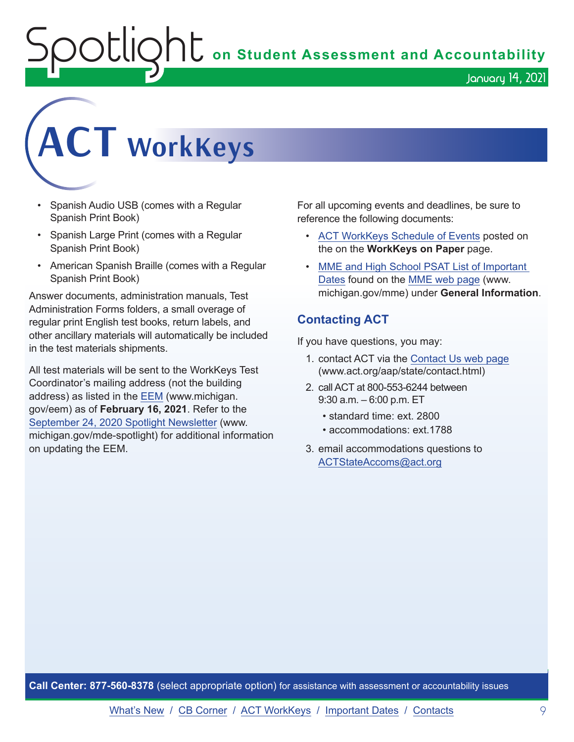# ACT WorkKeys

- Spanish Audio USB (comes with a Regular Spanish Print Book)
- Spanish Large Print (comes with a Regular Spanish Print Book)
- American Spanish Braille (comes with a Regular Spanish Print Book)

Answer documents, administration manuals, Test Administration Forms folders, a small overage of regular print English test books, return labels, and other ancillary materials will automatically be included in the test materials shipments.

All test materials will be sent to the WorkKeys Test Coordinator's mailing address (not the building address) as listed in the EEM (www.michigan.gov/eem) as of **February 16, 2021**. Refer to the September 24, 2020 Spotlight Newsletter (www.michigan.gov/mde-spotlight) for additional information on updating the EEM.

For all upcoming events and deadlines, be sure to reference the following documents:

- ACT WorkKeys Schedule of Events posted on the on the **WorkKeys on Paper** page.
- MME and High School PSAT List of Important Dates found on the MME web page (www.michigan.gov/mme) under **General Information**.

### Contacting ACT

If you have questions, you may:

1. contact ACT via the Contact Us web page (www.act.org/aap/state/contact.html)
2. call ACT at 800-553-6244 between 9:30 a.m. – 6:00 p.m. ET
   - standard time: ext. 2800
   - accommodations: ext.1788
3. email accommodations questions to ACTStateAccoms@act.org

**Call Center: 877-560-8378** (select appropriate option) for assistance with assessment or accountability issues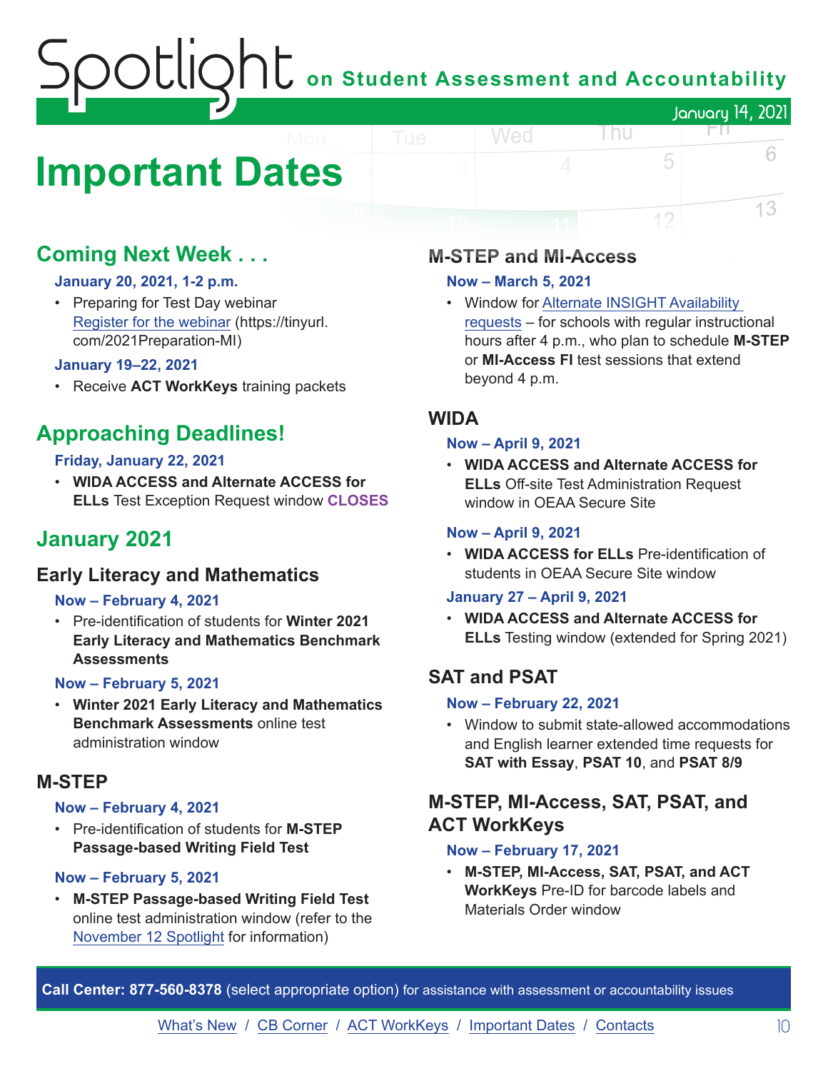# Important Dates

## Coming Next Week . . .

**January 20, 2021, 1-2 p.m.**

- Preparing for Test Day webinar [Register for the webinar](https://tinyurl.com/2021Preparation-MI) (https://tinyurl.com/2021Preparation-MI)

**January 19–22, 2021**

- Receive **ACT WorkKeys** training packets

## Approaching Deadlines!

**Friday, January 22, 2021**

- **WIDA ACCESS and Alternate ACCESS for ELLs** Test Exception Request window **CLOSES**

## January 2021

### Early Literacy and Mathematics

**Now – February 4, 2021**

- Pre-identification of students for **Winter 2021 Early Literacy and Mathematics Benchmark Assessments**

**Now – February 5, 2021**

- **Winter 2021 Early Literacy and Mathematics Benchmark Assessments** online test administration window

### M-STEP

**Now – February 4, 2021**

- Pre-identification of students for **M-STEP Passage-based Writing Field Test**

**Now – February 5, 2021**

- **M-STEP Passage-based Writing Field Test** online test administration window (refer to the November 12 Spotlight for information)

### M-STEP and MI-Access

**Now – March 5, 2021**

- Window for Alternate INSIGHT Availability requests – for schools with regular instructional hours after 4 p.m., who plan to schedule **M-STEP** or **MI-Access FI** test sessions that extend beyond 4 p.m.

### WIDA

**Now – April 9, 2021**

- **WIDA ACCESS and Alternate ACCESS for ELLs** Off-site Test Administration Request window in OEAA Secure Site

**Now – April 9, 2021**

- **WIDA ACCESS for ELLs** Pre-identification of students in OEAA Secure Site window

**January 27 – April 9, 2021**

- **WIDA ACCESS and Alternate ACCESS for ELLs** Testing window (extended for Spring 2021)

### SAT and PSAT

**Now – February 22, 2021**

- Window to submit state-allowed accommodations and English learner extended time requests for **SAT with Essay**, **PSAT 10**, and **PSAT 8/9**

### M-STEP, MI-Access, SAT, PSAT, and ACT WorkKeys

**Now – February 17, 2021**

- **M-STEP, MI-Access, SAT, PSAT, and ACT WorkKeys** Pre-ID for barcode labels and Materials Order window

**Call Center: 877-560-8378** (select appropriate option) for assistance with assessment or accountability issues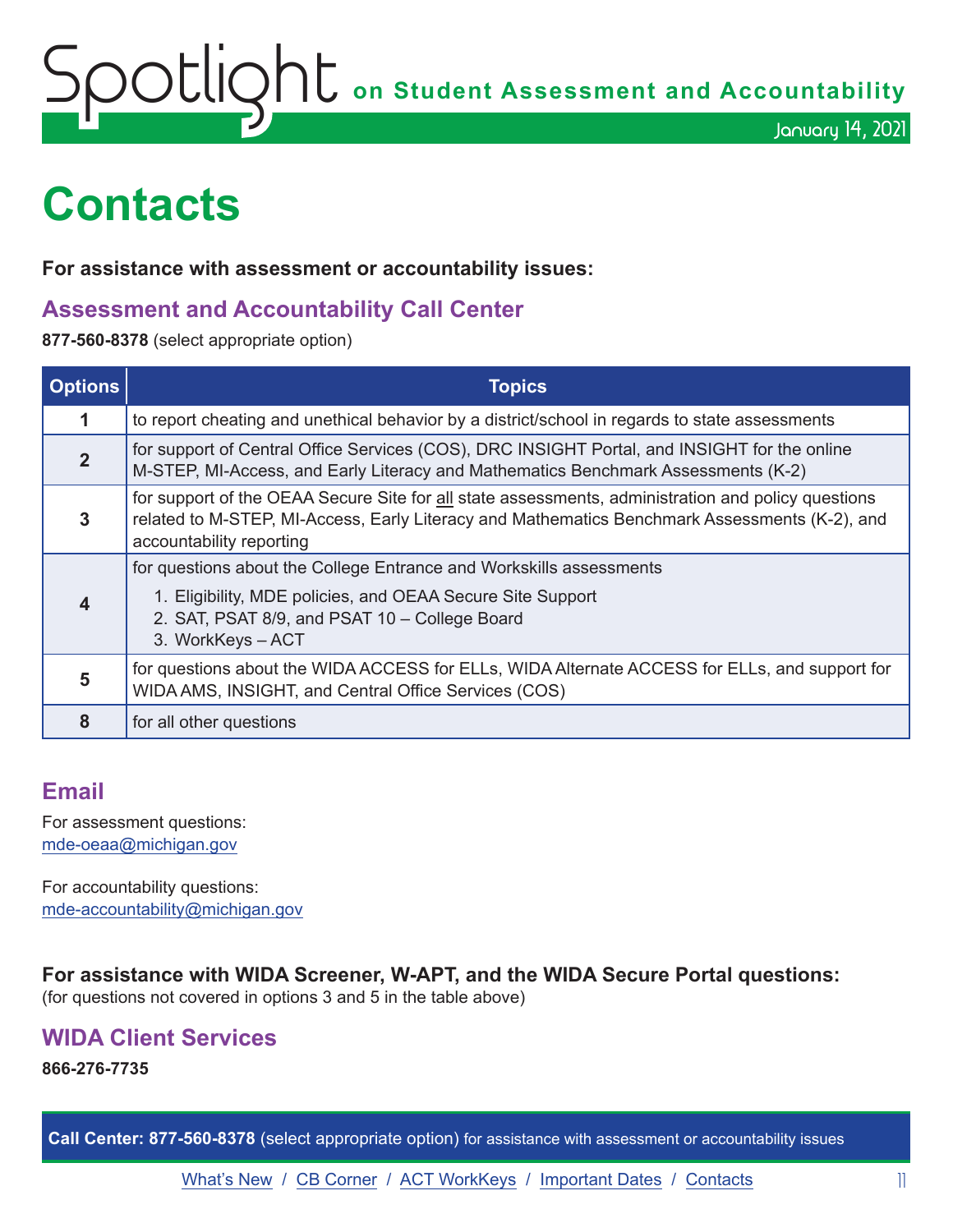# Contacts

**For assistance with assessment or accountability issues:**

## Assessment and Accountability Call Center

**877-560-8378** (select appropriate option)

| Options | Topics |
|---|---|
| **1** | to report cheating and unethical behavior by a district/school in regards to state assessments |
| **2** | for support of Central Office Services (COS), DRC INSIGHT Portal, and INSIGHT for the online M-STEP, MI-Access, and Early Literacy and Mathematics Benchmark Assessments (K-2) |
| **3** | for support of the OEAA Secure Site for all state assessments, administration and policy questions related to M-STEP, MI-Access, Early Literacy and Mathematics Benchmark Assessments (K-2), and accountability reporting |
| **4** | for questions about the College Entrance and Workskills assessments<br>1. Eligibility, MDE policies, and OEAA Secure Site Support<br>2. SAT, PSAT 8/9, and PSAT 10 – College Board<br>3. WorkKeys – ACT |
| **5** | for questions about the WIDA ACCESS for ELLs, WIDA Alternate ACCESS for ELLs, and support for WIDA AMS, INSIGHT, and Central Office Services (COS) |
| **8** | for all other questions |

## Email

For assessment questions:
mde-oeaa@michigan.gov

For accountability questions:
mde-accountability@michigan.gov

**For assistance with WIDA Screener, W-APT, and the WIDA Secure Portal questions:**
(for questions not covered in options 3 and 5 in the table above)

## WIDA Client Services

**866-276-7735**